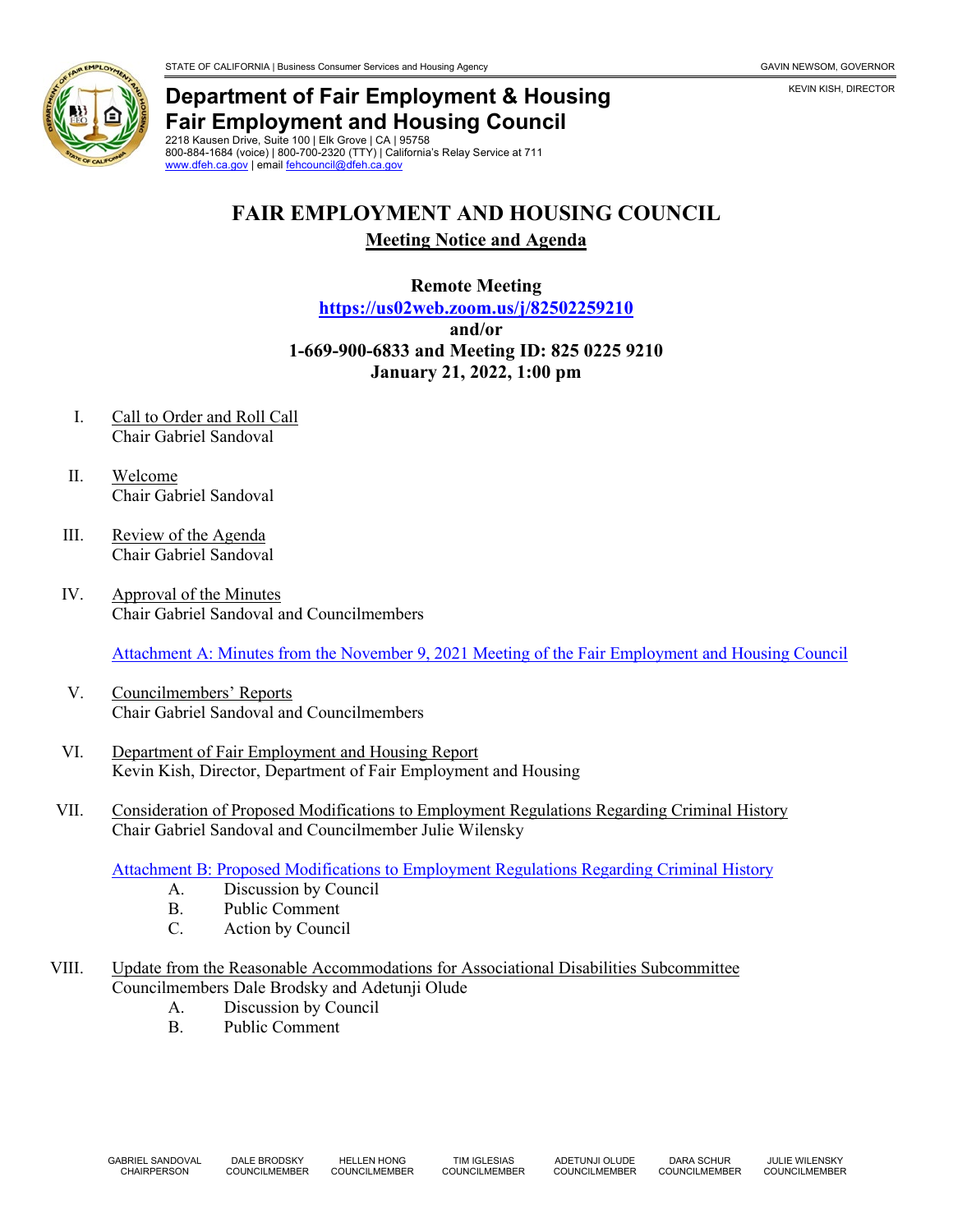STATE OF CALIFORNIA | Business Consumer Services and Housing Agency — GAVIN NEWSOM, GOVERNOR

KEVIN KISH, DIRECTOR

# Department of Fair Employment & Housing
# Fair Employment and Housing Council

2218 Kausen Drive, Suite 100 | Elk Grove | CA | 95758
800-884-1684 (voice) | 800-700-2320 (TTY) | California's Relay Service at 711
www.dfeh.ca.gov | email fehcouncil@dfeh.ca.gov

## FAIR EMPLOYMENT AND HOUSING COUNCIL

**Meeting Notice and Agenda**

**Remote Meeting**
**https://us02web.zoom.us/j/82502259210**
**and/or**
**1-669-900-6833 and Meeting ID: 825 0225 9210**
**January 21, 2022, 1:00 pm**

I. Call to Order and Roll Call
Chair Gabriel Sandoval

II. Welcome
Chair Gabriel Sandoval

III. Review of the Agenda
Chair Gabriel Sandoval

IV. Approval of the Minutes
Chair Gabriel Sandoval and Councilmembers

Attachment A: Minutes from the November 9, 2021 Meeting of the Fair Employment and Housing Council

V. Councilmembers' Reports
Chair Gabriel Sandoval and Councilmembers

VI. Department of Fair Employment and Housing Report
Kevin Kish, Director, Department of Fair Employment and Housing

VII. Consideration of Proposed Modifications to Employment Regulations Regarding Criminal History
Chair Gabriel Sandoval and Councilmember Julie Wilensky

Attachment B: Proposed Modifications to Employment Regulations Regarding Criminal History

A. Discussion by Council
B. Public Comment
C. Action by Council

VIII. Update from the Reasonable Accommodations for Associational Disabilities Subcommittee
Councilmembers Dale Brodsky and Adetunji Olude

A. Discussion by Council
B. Public Comment

GABRIEL SANDOVAL, CHAIRPERSON | DALE BRODSKY, COUNCILMEMBER | HELLEN HONG, COUNCILMEMBER | TIM IGLESIAS, COUNCILMEMBER | ADETUNJI OLUDE, COUNCILMEMBER | DARA SCHUR, COUNCILMEMBER | JULIE WILENSKY, COUNCILMEMBER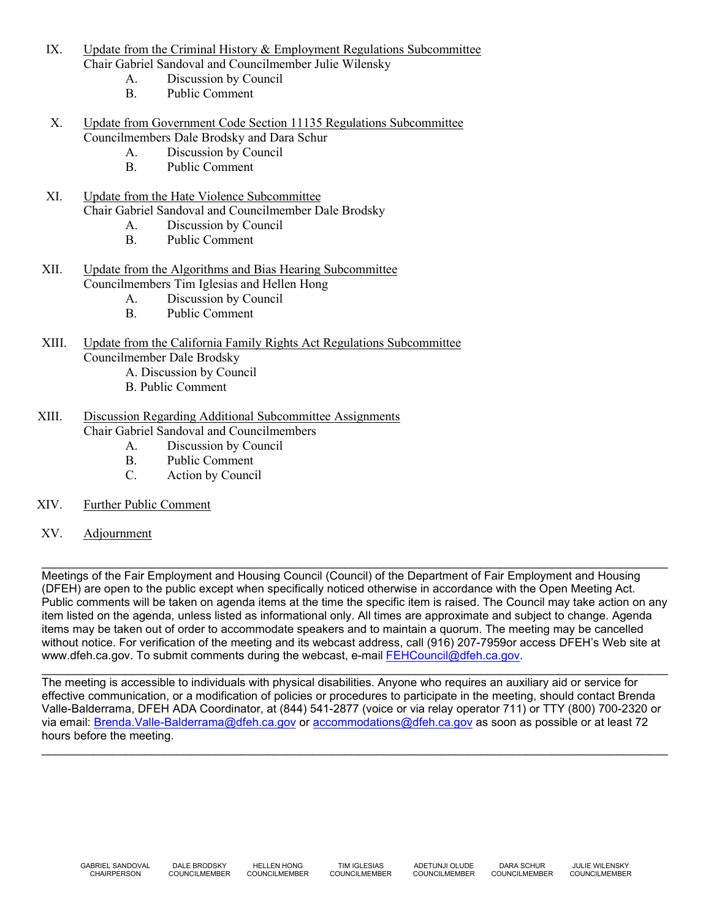IX. Update from the Criminal History & Employment Regulations Subcommittee
Chair Gabriel Sandoval and Councilmember Julie Wilensky
  A. Discussion by Council
  B. Public Comment

X. Update from Government Code Section 11135 Regulations Subcommittee
Councilmembers Dale Brodsky and Dara Schur
  A. Discussion by Council
  B. Public Comment

XI. Update from the Hate Violence Subcommittee
Chair Gabriel Sandoval and Councilmember Dale Brodsky
  A. Discussion by Council
  B. Public Comment

XII. Update from the Algorithms and Bias Hearing Subcommittee
Councilmembers Tim Iglesias and Hellen Hong
  A. Discussion by Council
  B. Public Comment

XIII. Update from the California Family Rights Act Regulations Subcommittee
Councilmember Dale Brodsky
  A. Discussion by Council
  B. Public Comment

XIII. Discussion Regarding Additional Subcommittee Assignments
Chair Gabriel Sandoval and Councilmembers
  A. Discussion by Council
  B. Public Comment
  C. Action by Council

XIV. Further Public Comment

XV. Adjournment

---

Meetings of the Fair Employment and Housing Council (Council) of the Department of Fair Employment and Housing (DFEH) are open to the public except when specifically noticed otherwise in accordance with the Open Meeting Act. Public comments will be taken on agenda items at the time the specific item is raised. The Council may take action on any item listed on the agenda, unless listed as informational only. All times are approximate and subject to change. Agenda items may be taken out of order to accommodate speakers and to maintain a quorum. The meeting may be cancelled without notice. For verification of the meeting and its webcast address, call (916) 207-7959or access DFEH's Web site at www.dfeh.ca.gov. To submit comments during the webcast, e-mail FEHCouncil@dfeh.ca.gov.

---

The meeting is accessible to individuals with physical disabilities. Anyone who requires an auxiliary aid or service for effective communication, or a modification of policies or procedures to participate in the meeting, should contact Brenda Valle-Balderrama, DFEH ADA Coordinator, at (844) 541-2877 (voice or via relay operator 711) or TTY (800) 700-2320 or via email: Brenda.Valle-Balderrama@dfeh.ca.gov or accommodations@dfeh.ca.gov as soon as possible or at least 72 hours before the meeting.

---

GABRIEL SANDOVAL, CHAIRPERSON; DALE BRODSKY, COUNCILMEMBER; HELLEN HONG, COUNCILMEMBER; TIM IGLESIAS, COUNCILMEMBER; ADETUNJI OLUDE, COUNCILMEMBER; DARA SCHUR, COUNCILMEMBER; JULIE WILENSKY, COUNCILMEMBER